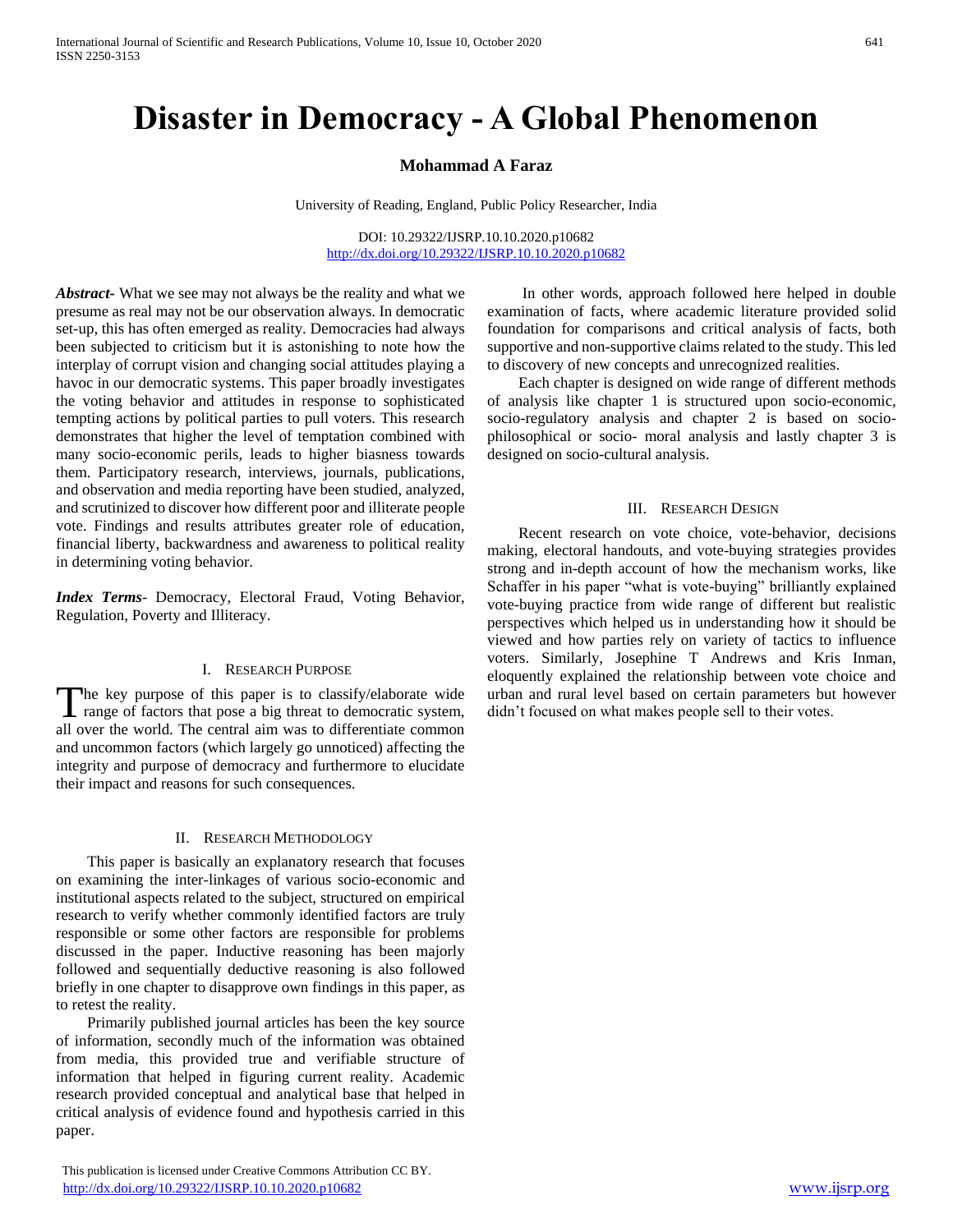# Disaster in Democracy - A Global Phenomenon

**Mohammad A Faraz**

University of Reading, England, Public Policy Researcher, India

DOI: 10.29322/IJSRP.10.10.2020.p10682
http://dx.doi.org/10.29322/IJSRP.10.10.2020.p10682

***Abstract*-** What we see may not always be the reality and what we presume as real may not be our observation always. In democratic set-up, this has often emerged as reality. Democracies had always been subjected to criticism but it is astonishing to note how the interplay of corrupt vision and changing social attitudes playing a havoc in our democratic systems. This paper broadly investigates the voting behavior and attitudes in response to sophisticated tempting actions by political parties to pull voters. This research demonstrates that higher the level of temptation combined with many socio-economic perils, leads to higher biasness towards them. Participatory research, interviews, journals, publications, and observation and media reporting have been studied, analyzed, and scrutinized to discover how different poor and illiterate people vote. Findings and results attributes greater role of education, financial liberty, backwardness and awareness to political reality in determining voting behavior.

***Index Terms*-** Democracy, Electoral Fraud, Voting Behavior, Regulation, Poverty and Illiteracy.

## I. Research Purpose

The key purpose of this paper is to classify/elaborate wide range of factors that pose a big threat to democratic system, all over the world. The central aim was to differentiate common and uncommon factors (which largely go unnoticed) affecting the integrity and purpose of democracy and furthermore to elucidate their impact and reasons for such consequences.

## II. Research Methodology

This paper is basically an explanatory research that focuses on examining the inter-linkages of various socio-economic and institutional aspects related to the subject, structured on empirical research to verify whether commonly identified factors are truly responsible or some other factors are responsible for problems discussed in the paper. Inductive reasoning has been majorly followed and sequentially deductive reasoning is also followed briefly in one chapter to disapprove own findings in this paper, as to retest the reality.

Primarily published journal articles has been the key source of information, secondly much of the information was obtained from media, this provided true and verifiable structure of information that helped in figuring current reality. Academic research provided conceptual and analytical base that helped in critical analysis of evidence found and hypothesis carried in this paper.

In other words, approach followed here helped in double examination of facts, where academic literature provided solid foundation for comparisons and critical analysis of facts, both supportive and non-supportive claims related to the study. This led to discovery of new concepts and unrecognized realities.

Each chapter is designed on wide range of different methods of analysis like chapter 1 is structured upon socio-economic, socio-regulatory analysis and chapter 2 is based on socio-philosophical or socio- moral analysis and lastly chapter 3 is designed on socio-cultural analysis.

## III. Research Design

Recent research on vote choice, vote-behavior, decisions making, electoral handouts, and vote-buying strategies provides strong and in-depth account of how the mechanism works, like Schaffer in his paper "what is vote-buying" brilliantly explained vote-buying practice from wide range of different but realistic perspectives which helped us in understanding how it should be viewed and how parties rely on variety of tactics to influence voters. Similarly, Josephine T Andrews and Kris Inman, eloquently explained the relationship between vote choice and urban and rural level based on certain parameters but however didn't focused on what makes people sell to their votes.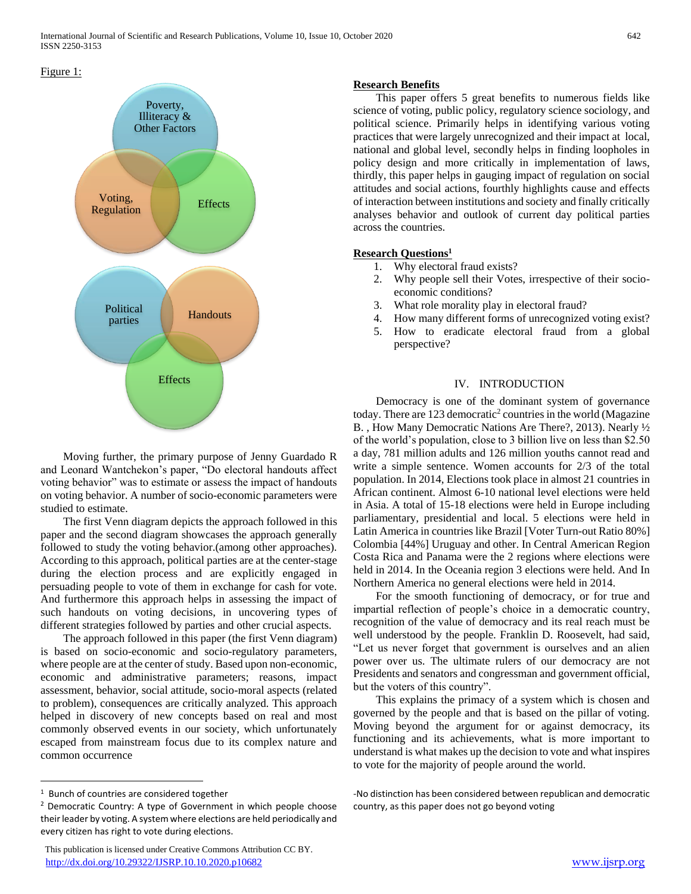Figure 1:

Poverty, Illiteracy & Other Factors

Voting, Regulation

Effects

Political parties

Handouts

Effects

Moving further, the primary purpose of Jenny Guardado R and Leonard Wantchekon's paper, "Do electoral handouts affect voting behavior" was to estimate or assess the impact of handouts on voting behavior. A number of socio-economic parameters were studied to estimate.

The first Venn diagram depicts the approach followed in this paper and the second diagram showcases the approach generally followed to study the voting behavior.(among other approaches). According to this approach, political parties are at the center-stage during the election process and are explicitly engaged in persuading people to vote of them in exchange for cash for vote. And furthermore this approach helps in assessing the impact of such handouts on voting decisions, in uncovering types of different strategies followed by parties and other crucial aspects.

The approach followed in this paper (the first Venn diagram) is based on socio-economic and socio-regulatory parameters, where people are at the center of study. Based upon non-economic, economic and administrative parameters; reasons, impact assessment, behavior, social attitude, socio-moral aspects (related to problem), consequences are critically analyzed. This approach helped in discovery of new concepts based on real and most commonly observed events in our society, which unfortunately escaped from mainstream focus due to its complex nature and common occurrence

## Research Benefits

This paper offers 5 great benefits to numerous fields like science of voting, public policy, regulatory science sociology, and political science. Primarily helps in identifying various voting practices that were largely unrecognized and their impact at local, national and global level, secondly helps in finding loopholes in policy design and more critically in implementation of laws, thirdly, this paper helps in gauging impact of regulation on social attitudes and social actions, fourthly highlights cause and effects of interaction between institutions and society and finally critically analyses behavior and outlook of current day political parties across the countries.

## Research Questions[1]

1. Why electoral fraud exists?
2. Why people sell their Votes, irrespective of their socio-economic conditions?
3. What role morality play in electoral fraud?
4. How many different forms of unrecognized voting exist?
5. How to eradicate electoral fraud from a global perspective?

## IV. INTRODUCTION

Democracy is one of the dominant system of governance today. There are 123 democratic[2] countries in the world (Magazine B. , How Many Democratic Nations Are There?, 2013). Nearly ½ of the world's population, close to 3 billion live on less than $2.50 a day, 781 million adults and 126 million youths cannot read and write a simple sentence. Women accounts for 2/3 of the total population. In 2014, Elections took place in almost 21 countries in African continent. Almost 6-10 national level elections were held in Asia. A total of 15-18 elections were held in Europe including parliamentary, presidential and local. 5 elections were held in Latin America in countries like Brazil [Voter Turn-out Ratio 80%] Colombia [44%] Uruguay and other. In Central American Region Costa Rica and Panama were the 2 regions where elections were held in 2014. In the Oceania region 3 elections were held. And In Northern America no general elections were held in 2014.

For the smooth functioning of democracy, or for true and impartial reflection of people's choice in a democratic country, recognition of the value of democracy and its real reach must be well understood by the people. Franklin D. Roosevelt, had said, "Let us never forget that government is ourselves and an alien power over us. The ultimate rulers of our democracy are not Presidents and senators and congressman and government official, but the voters of this country".

This explains the primacy of a system which is chosen and governed by the people and that is based on the pillar of voting. Moving beyond the argument for or against democracy, its functioning and its achievements, what is more important to understand is what makes up the decision to vote and what inspires to vote for the majority of people around the world.

---

[1] Bunch of countries are considered together

[2] Democratic Country: A type of Government in which people choose their leader by voting. A system where elections are held periodically and every citizen has right to vote during elections.

-No distinction has been considered between republican and democratic country, as this paper does not go beyond voting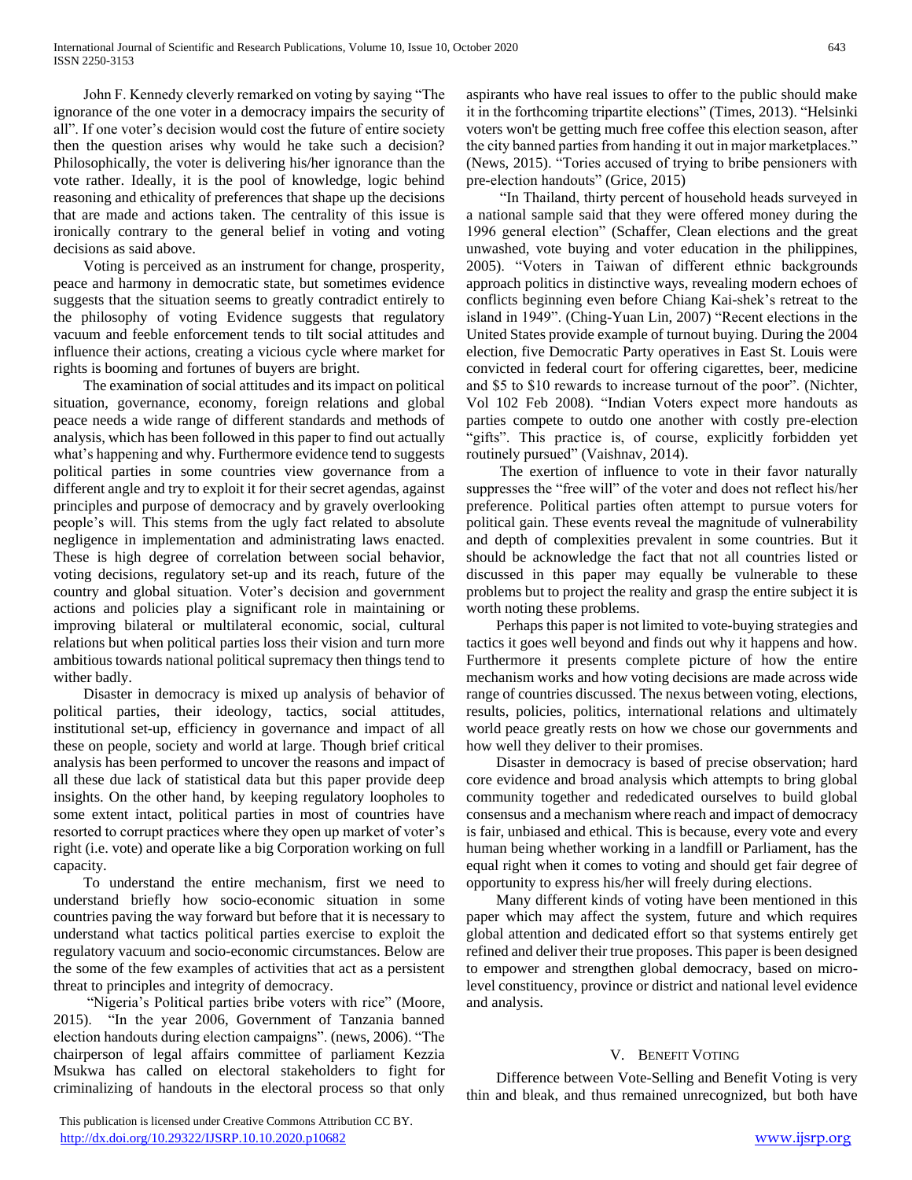John F. Kennedy cleverly remarked on voting by saying "The ignorance of the one voter in a democracy impairs the security of all". If one voter's decision would cost the future of entire society then the question arises why would he take such a decision? Philosophically, the voter is delivering his/her ignorance than the vote rather. Ideally, it is the pool of knowledge, logic behind reasoning and ethicality of preferences that shape up the decisions that are made and actions taken. The centrality of this issue is ironically contrary to the general belief in voting and voting decisions as said above.

Voting is perceived as an instrument for change, prosperity, peace and harmony in democratic state, but sometimes evidence suggests that the situation seems to greatly contradict entirely to the philosophy of voting Evidence suggests that regulatory vacuum and feeble enforcement tends to tilt social attitudes and influence their actions, creating a vicious cycle where market for rights is booming and fortunes of buyers are bright.

The examination of social attitudes and its impact on political situation, governance, economy, foreign relations and global peace needs a wide range of different standards and methods of analysis, which has been followed in this paper to find out actually what's happening and why. Furthermore evidence tend to suggests political parties in some countries view governance from a different angle and try to exploit it for their secret agendas, against principles and purpose of democracy and by gravely overlooking people's will. This stems from the ugly fact related to absolute negligence in implementation and administrating laws enacted. These is high degree of correlation between social behavior, voting decisions, regulatory set-up and its reach, future of the country and global situation. Voter's decision and government actions and policies play a significant role in maintaining or improving bilateral or multilateral economic, social, cultural relations but when political parties loss their vision and turn more ambitious towards national political supremacy then things tend to wither badly.

Disaster in democracy is mixed up analysis of behavior of political parties, their ideology, tactics, social attitudes, institutional set-up, efficiency in governance and impact of all these on people, society and world at large. Though brief critical analysis has been performed to uncover the reasons and impact of all these due lack of statistical data but this paper provide deep insights. On the other hand, by keeping regulatory loopholes to some extent intact, political parties in most of countries have resorted to corrupt practices where they open up market of voter's right (i.e. vote) and operate like a big Corporation working on full capacity.

To understand the entire mechanism, first we need to understand briefly how socio-economic situation in some countries paving the way forward but before that it is necessary to understand what tactics political parties exercise to exploit the regulatory vacuum and socio-economic circumstances. Below are the some of the few examples of activities that act as a persistent threat to principles and integrity of democracy.

"Nigeria's Political parties bribe voters with rice" (Moore, 2015). "In the year 2006, Government of Tanzania banned election handouts during election campaigns". (news, 2006). "The chairperson of legal affairs committee of parliament Kezzia Msukwa has called on electoral stakeholders to fight for criminalizing of handouts in the electoral process so that only aspirants who have real issues to offer to the public should make it in the forthcoming tripartite elections" (Times, 2013). "Helsinki voters won't be getting much free coffee this election season, after the city banned parties from handing it out in major marketplaces." (News, 2015). "Tories accused of trying to bribe pensioners with pre-election handouts" (Grice, 2015)

"In Thailand, thirty percent of household heads surveyed in a national sample said that they were offered money during the 1996 general election" (Schaffer, Clean elections and the great unwashed, vote buying and voter education in the philippines, 2005). "Voters in Taiwan of different ethnic backgrounds approach politics in distinctive ways, revealing modern echoes of conflicts beginning even before Chiang Kai-shek's retreat to the island in 1949". (Ching-Yuan Lin, 2007) "Recent elections in the United States provide example of turnout buying. During the 2004 election, five Democratic Party operatives in East St. Louis were convicted in federal court for offering cigarettes, beer, medicine and \$5 to \$10 rewards to increase turnout of the poor". (Nichter, Vol 102 Feb 2008). "Indian Voters expect more handouts as parties compete to outdo one another with costly pre-election "gifts". This practice is, of course, explicitly forbidden yet routinely pursued" (Vaishnav, 2014).

The exertion of influence to vote in their favor naturally suppresses the "free will" of the voter and does not reflect his/her preference. Political parties often attempt to pursue voters for political gain. These events reveal the magnitude of vulnerability and depth of complexities prevalent in some countries. But it should be acknowledge the fact that not all countries listed or discussed in this paper may equally be vulnerable to these problems but to project the reality and grasp the entire subject it is worth noting these problems.

Perhaps this paper is not limited to vote-buying strategies and tactics it goes well beyond and finds out why it happens and how. Furthermore it presents complete picture of how the entire mechanism works and how voting decisions are made across wide range of countries discussed. The nexus between voting, elections, results, policies, politics, international relations and ultimately world peace greatly rests on how we chose our governments and how well they deliver to their promises.

Disaster in democracy is based of precise observation; hard core evidence and broad analysis which attempts to bring global community together and rededicated ourselves to build global consensus and a mechanism where reach and impact of democracy is fair, unbiased and ethical. This is because, every vote and every human being whether working in a landfill or Parliament, has the equal right when it comes to voting and should get fair degree of opportunity to express his/her will freely during elections.

Many different kinds of voting have been mentioned in this paper which may affect the system, future and which requires global attention and dedicated effort so that systems entirely get refined and deliver their true proposes. This paper is been designed to empower and strengthen global democracy, based on micro-level constituency, province or district and national level evidence and analysis.

## V. Benefit Voting

Difference between Vote-Selling and Benefit Voting is very thin and bleak, and thus remained unrecognized, but both have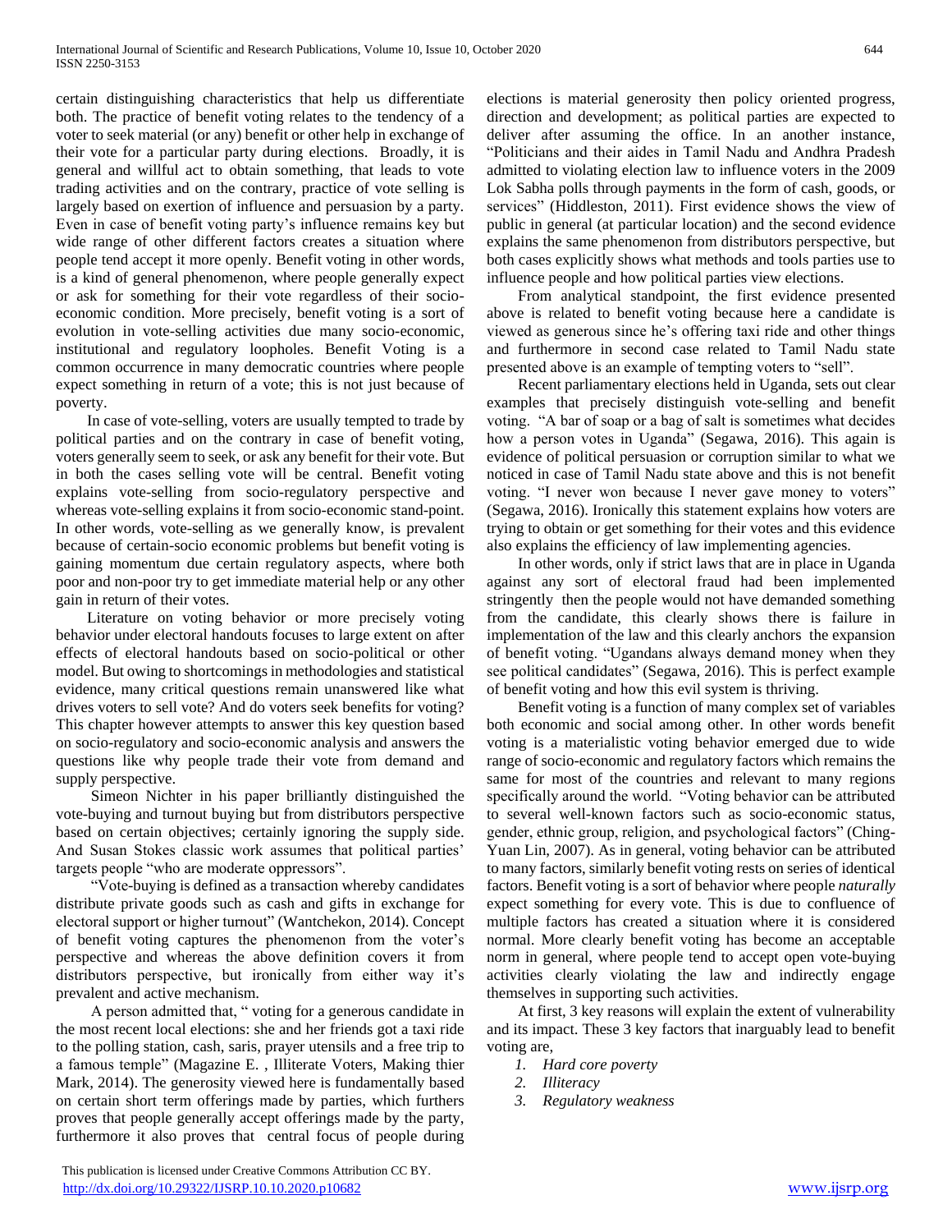certain distinguishing characteristics that help us differentiate both. The practice of benefit voting relates to the tendency of a voter to seek material (or any) benefit or other help in exchange of their vote for a particular party during elections. Broadly, it is general and willful act to obtain something, that leads to vote trading activities and on the contrary, practice of vote selling is largely based on exertion of influence and persuasion by a party. Even in case of benefit voting party's influence remains key but wide range of other different factors creates a situation where people tend accept it more openly. Benefit voting in other words, is a kind of general phenomenon, where people generally expect or ask for something for their vote regardless of their socio-economic condition. More precisely, benefit voting is a sort of evolution in vote-selling activities due many socio-economic, institutional and regulatory loopholes. Benefit Voting is a common occurrence in many democratic countries where people expect something in return of a vote; this is not just because of poverty.

In case of vote-selling, voters are usually tempted to trade by political parties and on the contrary in case of benefit voting, voters generally seem to seek, or ask any benefit for their vote. But in both the cases selling vote will be central. Benefit voting explains vote-selling from socio-regulatory perspective and whereas vote-selling explains it from socio-economic stand-point. In other words, vote-selling as we generally know, is prevalent because of certain-socio economic problems but benefit voting is gaining momentum due certain regulatory aspects, where both poor and non-poor try to get immediate material help or any other gain in return of their votes.

Literature on voting behavior or more precisely voting behavior under electoral handouts focuses to large extent on after effects of electoral handouts based on socio-political or other model. But owing to shortcomings in methodologies and statistical evidence, many critical questions remain unanswered like what drives voters to sell vote? And do voters seek benefits for voting? This chapter however attempts to answer this key question based on socio-regulatory and socio-economic analysis and answers the questions like why people trade their vote from demand and supply perspective.

Simeon Nichter in his paper brilliantly distinguished the vote-buying and turnout buying but from distributors perspective based on certain objectives; certainly ignoring the supply side. And Susan Stokes classic work assumes that political parties' targets people "who are moderate oppressors".

"Vote-buying is defined as a transaction whereby candidates distribute private goods such as cash and gifts in exchange for electoral support or higher turnout" (Wantchekon, 2014). Concept of benefit voting captures the phenomenon from the voter's perspective and whereas the above definition covers it from distributors perspective, but ironically from either way it's prevalent and active mechanism.

A person admitted that, " voting for a generous candidate in the most recent local elections: she and her friends got a taxi ride to the polling station, cash, saris, prayer utensils and a free trip to a famous temple" (Magazine E. , Illiterate Voters, Making thier Mark, 2014). The generosity viewed here is fundamentally based on certain short term offerings made by parties, which furthers proves that people generally accept offerings made by the party, furthermore it also proves that central focus of people during elections is material generosity then policy oriented progress, direction and development; as political parties are expected to deliver after assuming the office. In an another instance, "Politicians and their aides in Tamil Nadu and Andhra Pradesh admitted to violating election law to influence voters in the 2009 Lok Sabha polls through payments in the form of cash, goods, or services" (Hiddleston, 2011). First evidence shows the view of public in general (at particular location) and the second evidence explains the same phenomenon from distributors perspective, but both cases explicitly shows what methods and tools parties use to influence people and how political parties view elections.

From analytical standpoint, the first evidence presented above is related to benefit voting because here a candidate is viewed as generous since he's offering taxi ride and other things and furthermore in second case related to Tamil Nadu state presented above is an example of tempting voters to "sell".

Recent parliamentary elections held in Uganda, sets out clear examples that precisely distinguish vote-selling and benefit voting. "A bar of soap or a bag of salt is sometimes what decides how a person votes in Uganda" (Segawa, 2016). This again is evidence of political persuasion or corruption similar to what we noticed in case of Tamil Nadu state above and this is not benefit voting. "I never won because I never gave money to voters" (Segawa, 2016). Ironically this statement explains how voters are trying to obtain or get something for their votes and this evidence also explains the efficiency of law implementing agencies.

In other words, only if strict laws that are in place in Uganda against any sort of electoral fraud had been implemented stringently then the people would not have demanded something from the candidate, this clearly shows there is failure in implementation of the law and this clearly anchors the expansion of benefit voting. "Ugandans always demand money when they see political candidates" (Segawa, 2016). This is perfect example of benefit voting and how this evil system is thriving.

Benefit voting is a function of many complex set of variables both economic and social among other. In other words benefit voting is a materialistic voting behavior emerged due to wide range of socio-economic and regulatory factors which remains the same for most of the countries and relevant to many regions specifically around the world. "Voting behavior can be attributed to several well-known factors such as socio-economic status, gender, ethnic group, religion, and psychological factors" (Ching-Yuan Lin, 2007). As in general, voting behavior can be attributed to many factors, similarly benefit voting rests on series of identical factors. Benefit voting is a sort of behavior where people *naturally* expect something for every vote. This is due to confluence of multiple factors has created a situation where it is considered normal. More clearly benefit voting has become an acceptable norm in general, where people tend to accept open vote-buying activities clearly violating the law and indirectly engage themselves in supporting such activities.

At first, 3 key reasons will explain the extent of vulnerability and its impact. These 3 key factors that inarguably lead to benefit voting are,

1. *Hard core poverty*
2. *Illiteracy*
3. *Regulatory weakness*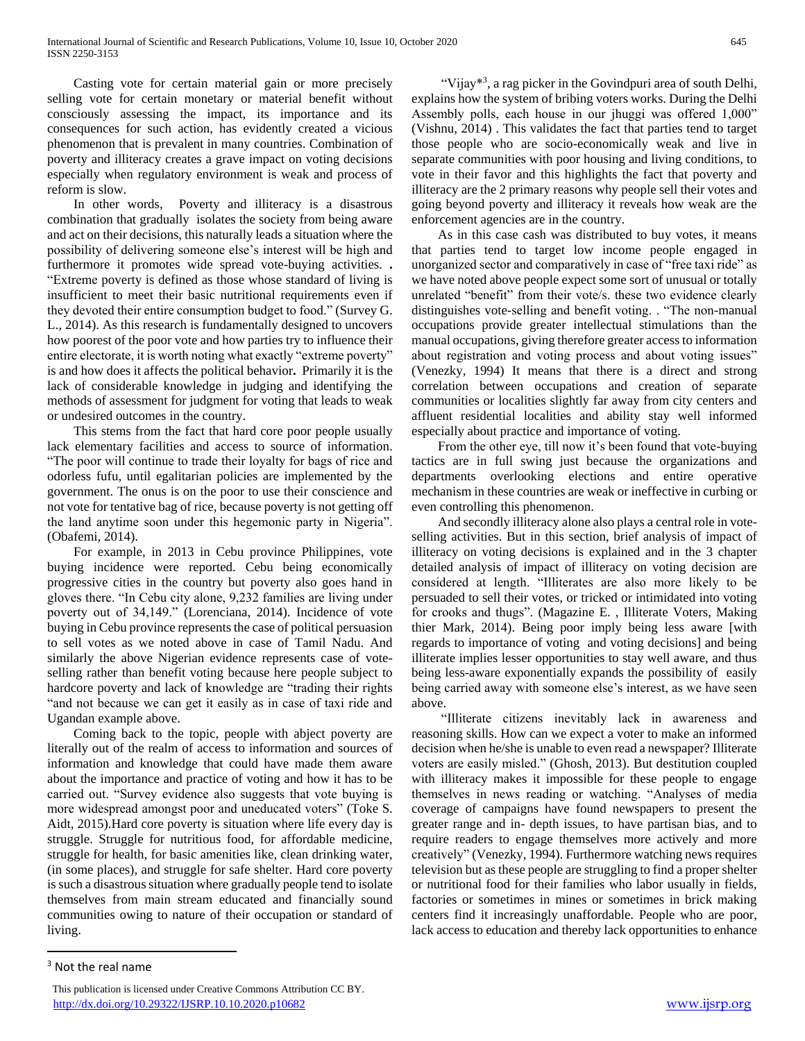Casting vote for certain material gain or more precisely selling vote for certain monetary or material benefit without consciously assessing the impact, its importance and its consequences for such action, has evidently created a vicious phenomenon that is prevalent in many countries. Combination of poverty and illiteracy creates a grave impact on voting decisions especially when regulatory environment is weak and process of reform is slow.

In other words, Poverty and illiteracy is a disastrous combination that gradually isolates the society from being aware and act on their decisions, this naturally leads a situation where the possibility of delivering someone else's interest will be high and furthermore it promotes wide spread vote-buying activities. . "Extreme poverty is defined as those whose standard of living is insufficient to meet their basic nutritional requirements even if they devoted their entire consumption budget to food." (Survey G. L., 2014). As this research is fundamentally designed to uncovers how poorest of the poor vote and how parties try to influence their entire electorate, it is worth noting what exactly "extreme poverty" is and how does it affects the political behavior**.** Primarily it is the lack of considerable knowledge in judging and identifying the methods of assessment for judgment for voting that leads to weak or undesired outcomes in the country.

This stems from the fact that hard core poor people usually lack elementary facilities and access to source of information. "The poor will continue to trade their loyalty for bags of rice and odorless fufu, until egalitarian policies are implemented by the government. The onus is on the poor to use their conscience and not vote for tentative bag of rice, because poverty is not getting off the land anytime soon under this hegemonic party in Nigeria". (Obafemi, 2014).

For example, in 2013 in Cebu province Philippines, vote buying incidence were reported. Cebu being economically progressive cities in the country but poverty also goes hand in gloves there. "In Cebu city alone, 9,232 families are living under poverty out of 34,149." (Lorenciana, 2014). Incidence of vote buying in Cebu province represents the case of political persuasion to sell votes as we noted above in case of Tamil Nadu. And similarly the above Nigerian evidence represents case of vote-selling rather than benefit voting because here people subject to hardcore poverty and lack of knowledge are "trading their rights "and not because we can get it easily as in case of taxi ride and Ugandan example above.

Coming back to the topic, people with abject poverty are literally out of the realm of access to information and sources of information and knowledge that could have made them aware about the importance and practice of voting and how it has to be carried out. "Survey evidence also suggests that vote buying is more widespread amongst poor and uneducated voters" (Toke S. Aidt, 2015).Hard core poverty is situation where life every day is struggle. Struggle for nutritious food, for affordable medicine, struggle for health, for basic amenities like, clean drinking water, (in some places), and struggle for safe shelter. Hard core poverty is such a disastrous situation where gradually people tend to isolate themselves from main stream educated and financially sound communities owing to nature of their occupation or standard of living.

"Vijay*[3], a rag picker in the Govindpuri area of south Delhi, explains how the system of bribing voters works. During the Delhi Assembly polls, each house in our jhuggi was offered 1,000" (Vishnu, 2014) . This validates the fact that parties tend to target those people who are socio-economically weak and live in separate communities with poor housing and living conditions, to vote in their favor and this highlights the fact that poverty and illiteracy are the 2 primary reasons why people sell their votes and going beyond poverty and illiteracy it reveals how weak are the enforcement agencies are in the country.

As in this case cash was distributed to buy votes, it means that parties tend to target low income people engaged in unorganized sector and comparatively in case of "free taxi ride" as we have noted above people expect some sort of unusual or totally unrelated "benefit" from their vote/s. these two evidence clearly distinguishes vote-selling and benefit voting. . "The non-manual occupations provide greater intellectual stimulations than the manual occupations, giving therefore greater access to information about registration and voting process and about voting issues" (Venezky, 1994) It means that there is a direct and strong correlation between occupations and creation of separate communities or localities slightly far away from city centers and affluent residential localities and ability stay well informed especially about practice and importance of voting.

From the other eye, till now it's been found that vote-buying tactics are in full swing just because the organizations and departments overlooking elections and entire operative mechanism in these countries are weak or ineffective in curbing or even controlling this phenomenon.

And secondly illiteracy alone also plays a central role in vote-selling activities. But in this section, brief analysis of impact of illiteracy on voting decisions is explained and in the 3 chapter detailed analysis of impact of illiteracy on voting decision are considered at length. "Illiterates are also more likely to be persuaded to sell their votes, or tricked or intimidated into voting for crooks and thugs". (Magazine E. , Illiterate Voters, Making thier Mark, 2014). Being poor imply being less aware [with regards to importance of voting and voting decisions] and being illiterate implies lesser opportunities to stay well aware, and thus being less-aware exponentially expands the possibility of easily being carried away with someone else's interest, as we have seen above.

"Illiterate citizens inevitably lack in awareness and reasoning skills. How can we expect a voter to make an informed decision when he/she is unable to even read a newspaper? Illiterate voters are easily misled." (Ghosh, 2013). But destitution coupled with illiteracy makes it impossible for these people to engage themselves in news reading or watching. "Analyses of media coverage of campaigns have found newspapers to present the greater range and in- depth issues, to have partisan bias, and to require readers to engage themselves more actively and more creatively" (Venezky, 1994). Furthermore watching news requires television but as these people are struggling to find a proper shelter or nutritional food for their families who labor usually in fields, factories or sometimes in mines or sometimes in brick making centers find it increasingly unaffordable. People who are poor, lack access to education and thereby lack opportunities to enhance

---

[3] Not the real name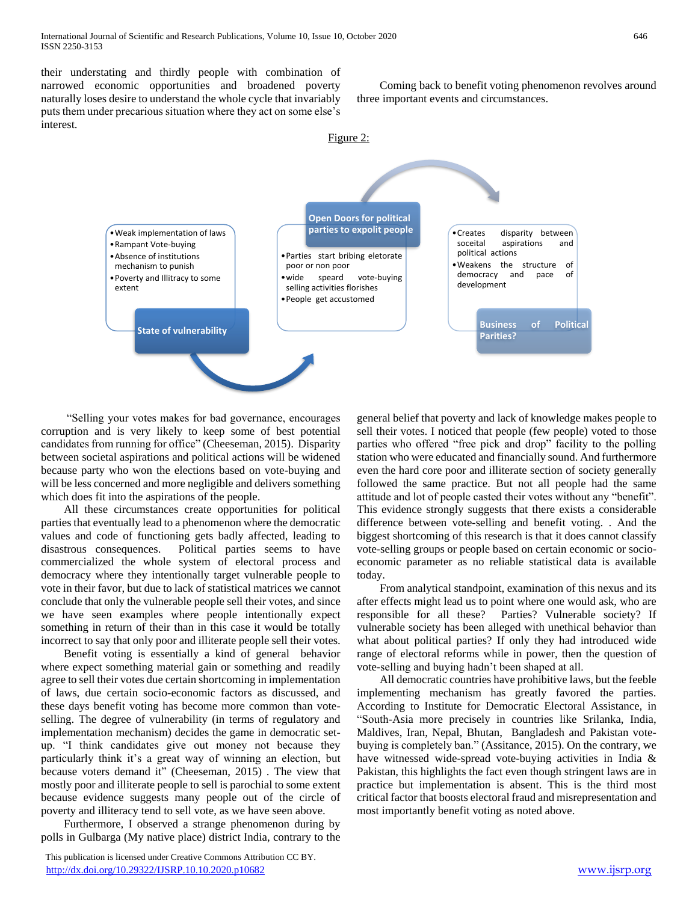their understating and thirdly people with combination of narrowed economic opportunities and broadened poverty naturally loses desire to understand the whole cycle that invariably puts them under precarious situation where they act on some else's interest.

Coming back to benefit voting phenomenon revolves around three important events and circumstances.

Figure 2:

- Weak implementation of laws
- Rampant Vote-buying
- Absence of institutions mechanism to punish
- Poverty and Illitracy to some extent

**State of vulnerability**

**Open Doors for political parties to expolit people**

- Parties start bribing eletorate poor or non poor
- wide speard vote-buying selling activities florishes
- People get accustomed

- Creates disparity between soceital aspirations and political actions
- Weakens the structure of democracy and pace of development

**Business of Political Parities?**

"Selling your votes makes for bad governance, encourages corruption and is very likely to keep some of best potential candidates from running for office" (Cheeseman, 2015). Disparity between societal aspirations and political actions will be widened because party who won the elections based on vote-buying and will be less concerned and more negligible and delivers something which does fit into the aspirations of the people.

All these circumstances create opportunities for political parties that eventually lead to a phenomenon where the democratic values and code of functioning gets badly affected, leading to disastrous consequences. Political parties seems to have commercialized the whole system of electoral process and democracy where they intentionally target vulnerable people to vote in their favor, but due to lack of statistical matrices we cannot conclude that only the vulnerable people sell their votes, and since we have seen examples where people intentionally expect something in return of their than in this case it would be totally incorrect to say that only poor and illiterate people sell their votes.

Benefit voting is essentially a kind of general behavior where expect something material gain or something and readily agree to sell their votes due certain shortcoming in implementation of laws, due certain socio-economic factors as discussed, and these days benefit voting has become more common than vote-selling. The degree of vulnerability (in terms of regulatory and implementation mechanism) decides the game in democratic set-up. "I think candidates give out money not because they particularly think it's a great way of winning an election, but because voters demand it" (Cheeseman, 2015) . The view that mostly poor and illiterate people to sell is parochial to some extent because evidence suggests many people out of the circle of poverty and illiteracy tend to sell vote, as we have seen above.

Furthermore, I observed a strange phenomenon during by polls in Gulbarga (My native place) district India, contrary to the general belief that poverty and lack of knowledge makes people to sell their votes. I noticed that people (few people) voted to those parties who offered "free pick and drop" facility to the polling station who were educated and financially sound. And furthermore even the hard core poor and illiterate section of society generally followed the same practice. But not all people had the same attitude and lot of people casted their votes without any "benefit". This evidence strongly suggests that there exists a considerable difference between vote-selling and benefit voting. . And the biggest shortcoming of this research is that it does cannot classify vote-selling groups or people based on certain economic or socio-economic parameter as no reliable statistical data is available today.

From analytical standpoint, examination of this nexus and its after effects might lead us to point where one would ask, who are responsible for all these? Parties? Vulnerable society? If vulnerable society has been alleged with unethical behavior than what about political parties? If only they had introduced wide range of electoral reforms while in power, then the question of vote-selling and buying hadn't been shaped at all.

All democratic countries have prohibitive laws, but the feeble implementing mechanism has greatly favored the parties. According to Institute for Democratic Electoral Assistance, in "South-Asia more precisely in countries like Srilanka, India, Maldives, Iran, Nepal, Bhutan, Bangladesh and Pakistan vote-buying is completely ban." (Assitance, 2015). On the contrary, we have witnessed wide-spread vote-buying activities in India & Pakistan, this highlights the fact even though stringent laws are in practice but implementation is absent. This is the third most critical factor that boosts electoral fraud and misrepresentation and most importantly benefit voting as noted above.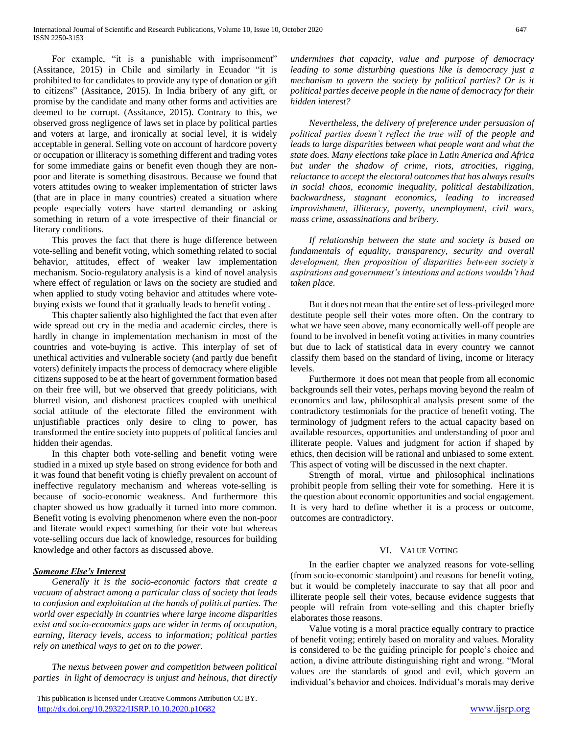For example, "it is a punishable with imprisonment" (Assitance, 2015) in Chile and similarly in Ecuador "it is prohibited to for candidates to provide any type of donation or gift to citizens" (Assitance, 2015). In India bribery of any gift, or promise by the candidate and many other forms and activities are deemed to be corrupt. (Assitance, 2015). Contrary to this, we observed gross negligence of laws set in place by political parties and voters at large, and ironically at social level, it is widely acceptable in general. Selling vote on account of hardcore poverty or occupation or illiteracy is something different and trading votes for some immediate gains or benefit even though they are non-poor and literate is something disastrous. Because we found that voters attitudes owing to weaker implementation of stricter laws (that are in place in many countries) created a situation where people especially voters have started demanding or asking something in return of a vote irrespective of their financial or literary conditions.

This proves the fact that there is huge difference between vote-selling and benefit voting, which something related to social behavior, attitudes, effect of weaker law implementation mechanism. Socio-regulatory analysis is a kind of novel analysis where effect of regulation or laws on the society are studied and when applied to study voting behavior and attitudes where vote-buying exists we found that it gradually leads to benefit voting .

This chapter saliently also highlighted the fact that even after wide spread out cry in the media and academic circles, there is hardly in change in implementation mechanism in most of the countries and vote-buying is active. This interplay of set of unethical activities and vulnerable society (and partly due benefit voters) definitely impacts the process of democracy where eligible citizens supposed to be at the heart of government formation based on their free will, but we observed that greedy politicians, with blurred vision, and dishonest practices coupled with unethical social attitude of the electorate filled the environment with unjustifiable practices only desire to cling to power, has transformed the entire society into puppets of political fancies and hidden their agendas.

In this chapter both vote-selling and benefit voting were studied in a mixed up style based on strong evidence for both and it was found that benefit voting is chiefly prevalent on account of ineffective regulatory mechanism and whereas vote-selling is because of socio-economic weakness. And furthermore this chapter showed us how gradually it turned into more common. Benefit voting is evolving phenomenon where even the non-poor and literate would expect something for their vote but whereas vote-selling occurs due lack of knowledge, resources for building knowledge and other factors as discussed above.

***Someone Else's Interest***

*Generally it is the socio-economic factors that create a vacuum of abstract among a particular class of society that leads to confusion and exploitation at the hands of political parties. The world over especially in countries where large income disparities exist and socio-economics gaps are wider in terms of occupation, earning, literacy levels, access to information; political parties rely on unethical ways to get on to the power.*

*The nexus between power and competition between political parties in light of democracy is unjust and heinous, that directly undermines that capacity, value and purpose of democracy leading to some disturbing questions like is democracy just a mechanism to govern the society by political parties? Or is it political parties deceive people in the name of democracy for their hidden interest?*

*Nevertheless, the delivery of preference under persuasion of political parties doesn't reflect the true will of the people and leads to large disparities between what people want and what the state does. Many elections take place in Latin America and Africa but under the shadow of crime, riots, atrocities, rigging, reluctance to accept the electoral outcomes that has always results in social chaos, economic inequality, political destabilization, backwardness, stagnant economics, leading to increased improvishment, illiteracy, poverty, unemployment, civil wars, mass crime, assassinations and bribery.*

*If relationship between the state and society is based on fundamentals of equality, transparency, security and overall development, then proposition of disparities between society's aspirations and government's intentions and actions wouldn't had taken place.*

But it does not mean that the entire set of less-privileged more destitute people sell their votes more often. On the contrary to what we have seen above, many economically well-off people are found to be involved in benefit voting activities in many countries but due to lack of statistical data in every country we cannot classify them based on the standard of living, income or literacy levels.

Furthermore it does not mean that people from all economic backgrounds sell their votes, perhaps moving beyond the realm of economics and law, philosophical analysis present some of the contradictory testimonials for the practice of benefit voting. The terminology of judgment refers to the actual capacity based on available resources, opportunities and understanding of poor and illiterate people. Values and judgment for action if shaped by ethics, then decision will be rational and unbiased to some extent. This aspect of voting will be discussed in the next chapter.

Strength of moral, virtue and philosophical inclinations prohibit people from selling their vote for something. Here it is the question about economic opportunities and social engagement. It is very hard to define whether it is a process or outcome, outcomes are contradictory.

## VI. Value Voting

In the earlier chapter we analyzed reasons for vote-selling (from socio-economic standpoint) and reasons for benefit voting, but it would be completely inaccurate to say that all poor and illiterate people sell their votes, because evidence suggests that people will refrain from vote-selling and this chapter briefly elaborates those reasons.

Value voting is a moral practice equally contrary to practice of benefit voting; entirely based on morality and values. Morality is considered to be the guiding principle for people's choice and action, a divine attribute distinguishing right and wrong. "Moral values are the standards of good and evil, which govern an individual's behavior and choices. Individual's morals may derive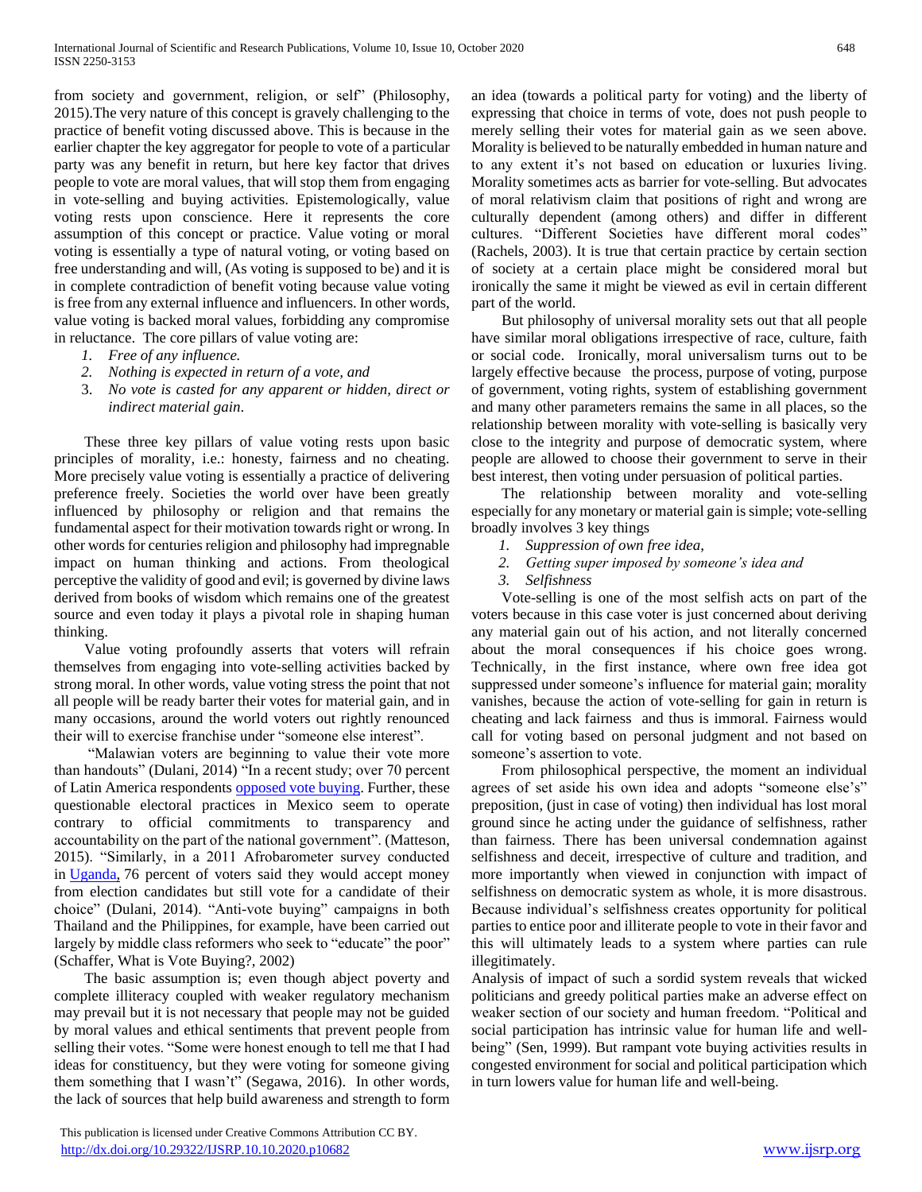from society and government, religion, or self" (Philosophy, 2015).The very nature of this concept is gravely challenging to the practice of benefit voting discussed above. This is because in the earlier chapter the key aggregator for people to vote of a particular party was any benefit in return, but here key factor that drives people to vote are moral values, that will stop them from engaging in vote-selling and buying activities. Epistemologically, value voting rests upon conscience. Here it represents the core assumption of this concept or practice. Value voting or moral voting is essentially a type of natural voting, or voting based on free understanding and will, (As voting is supposed to be) and it is in complete contradiction of benefit voting because value voting is free from any external influence and influencers. In other words, value voting is backed moral values, forbidding any compromise in reluctance. The core pillars of value voting are:

1. *Free of any influence.*
2. *Nothing is expected in return of a vote, and*
3. *No vote is casted for any apparent or hidden, direct or indirect material gain*.

These three key pillars of value voting rests upon basic principles of morality, i.e.: honesty, fairness and no cheating. More precisely value voting is essentially a practice of delivering preference freely. Societies the world over have been greatly influenced by philosophy or religion and that remains the fundamental aspect for their motivation towards right or wrong. In other words for centuries religion and philosophy had impregnable impact on human thinking and actions. From theological perceptive the validity of good and evil; is governed by divine laws derived from books of wisdom which remains one of the greatest source and even today it plays a pivotal role in shaping human thinking.

Value voting profoundly asserts that voters will refrain themselves from engaging into vote-selling activities backed by strong moral. In other words, value voting stress the point that not all people will be ready barter their votes for material gain, and in many occasions, around the world voters out rightly renounced their will to exercise franchise under "someone else interest".

"Malawian voters are beginning to value their vote more than handouts" (Dulani, 2014) "In a recent study; over 70 percent of Latin America respondents opposed vote buying. Further, these questionable electoral practices in Mexico seem to operate contrary to official commitments to transparency and accountability on the part of the national government". (Matteson, 2015). "Similarly, in a 2011 Afrobarometer survey conducted in Uganda, 76 percent of voters said they would accept money from election candidates but still vote for a candidate of their choice" (Dulani, 2014). "Anti-vote buying" campaigns in both Thailand and the Philippines, for example, have been carried out largely by middle class reformers who seek to "educate" the poor" (Schaffer, What is Vote Buying?, 2002)

The basic assumption is; even though abject poverty and complete illiteracy coupled with weaker regulatory mechanism may prevail but it is not necessary that people may not be guided by moral values and ethical sentiments that prevent people from selling their votes. "Some were honest enough to tell me that I had ideas for constituency, but they were voting for someone giving them something that I wasn't" (Segawa, 2016). In other words, the lack of sources that help build awareness and strength to form an idea (towards a political party for voting) and the liberty of expressing that choice in terms of vote, does not push people to merely selling their votes for material gain as we seen above. Morality is believed to be naturally embedded in human nature and to any extent it's not based on education or luxuries living. Morality sometimes acts as barrier for vote-selling. But advocates of moral relativism claim that positions of right and wrong are culturally dependent (among others) and differ in different cultures. "Different Societies have different moral codes" (Rachels, 2003). It is true that certain practice by certain section of society at a certain place might be considered moral but ironically the same it might be viewed as evil in certain different part of the world.

But philosophy of universal morality sets out that all people have similar moral obligations irrespective of race, culture, faith or social code. Ironically, moral universalism turns out to be largely effective because the process, purpose of voting, purpose of government, voting rights, system of establishing government and many other parameters remains the same in all places, so the relationship between morality with vote-selling is basically very close to the integrity and purpose of democratic system, where people are allowed to choose their government to serve in their best interest, then voting under persuasion of political parties.

The relationship between morality and vote-selling especially for any monetary or material gain is simple; vote-selling broadly involves 3 key things

1. *Suppression of own free idea,*
2. *Getting super imposed by someone's idea and*
3. *Selfishness*

Vote-selling is one of the most selfish acts on part of the voters because in this case voter is just concerned about deriving any material gain out of his action, and not literally concerned about the moral consequences if his choice goes wrong. Technically, in the first instance, where own free idea got suppressed under someone's influence for material gain; morality vanishes, because the action of vote-selling for gain in return is cheating and lack fairness and thus is immoral. Fairness would call for voting based on personal judgment and not based on someone's assertion to vote.

From philosophical perspective, the moment an individual agrees of set aside his own idea and adopts "someone else's" preposition, (just in case of voting) then individual has lost moral ground since he acting under the guidance of selfishness, rather than fairness. There has been universal condemnation against selfishness and deceit, irrespective of culture and tradition, and more importantly when viewed in conjunction with impact of selfishness on democratic system as whole, it is more disastrous. Because individual's selfishness creates opportunity for political parties to entice poor and illiterate people to vote in their favor and this will ultimately leads to a system where parties can rule illegitimately.

Analysis of impact of such a sordid system reveals that wicked politicians and greedy political parties make an adverse effect on weaker section of our society and human freedom. "Political and social participation has intrinsic value for human life and well-being" (Sen, 1999). But rampant vote buying activities results in congested environment for social and political participation which in turn lowers value for human life and well-being.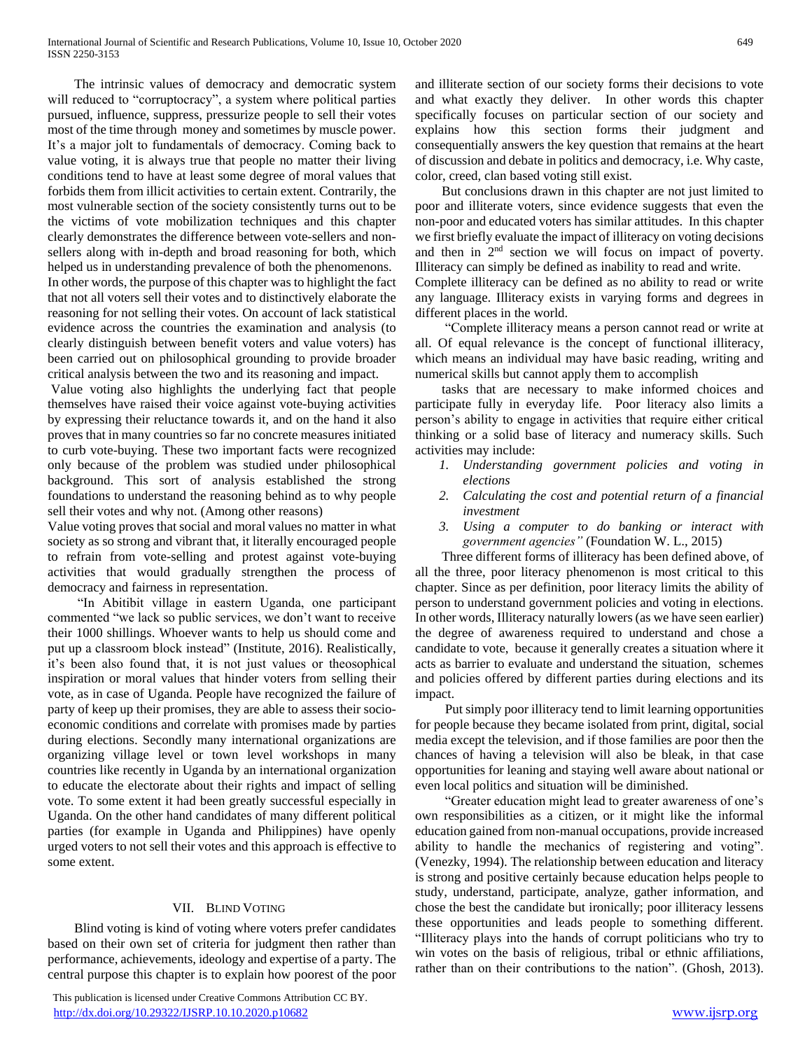The intrinsic values of democracy and democratic system will reduced to "corruptocracy", a system where political parties pursued, influence, suppress, pressurize people to sell their votes most of the time through money and sometimes by muscle power. It's a major jolt to fundamentals of democracy. Coming back to value voting, it is always true that people no matter their living conditions tend to have at least some degree of moral values that forbids them from illicit activities to certain extent. Contrarily, the most vulnerable section of the society consistently turns out to be the victims of vote mobilization techniques and this chapter clearly demonstrates the difference between vote-sellers and non-sellers along with in-depth and broad reasoning for both, which helped us in understanding prevalence of both the phenomenons.
In other words, the purpose of this chapter was to highlight the fact that not all voters sell their votes and to distinctively elaborate the reasoning for not selling their votes. On account of lack statistical evidence across the countries the examination and analysis (to clearly distinguish between benefit voters and value voters) has been carried out on philosophical grounding to provide broader critical analysis between the two and its reasoning and impact.

Value voting also highlights the underlying fact that people themselves have raised their voice against vote-buying activities by expressing their reluctance towards it, and on the hand it also proves that in many countries so far no concrete measures initiated to curb vote-buying. These two important facts were recognized only because of the problem was studied under philosophical background. This sort of analysis established the strong foundations to understand the reasoning behind as to why people sell their votes and why not. (Among other reasons)
Value voting proves that social and moral values no matter in what society as so strong and vibrant that, it literally encouraged people to refrain from vote-selling and protest against vote-buying activities that would gradually strengthen the process of democracy and fairness in representation.

"In Abitibit village in eastern Uganda, one participant commented "we lack so public services, we don't want to receive their 1000 shillings. Whoever wants to help us should come and put up a classroom block instead" (Institute, 2016). Realistically, it's been also found that, it is not just values or theosophical inspiration or moral values that hinder voters from selling their vote, as in case of Uganda. People have recognized the failure of party of keep up their promises, they are able to assess their socio-economic conditions and correlate with promises made by parties during elections. Secondly many international organizations are organizing village level or town level workshops in many countries like recently in Uganda by an international organization to educate the electorate about their rights and impact of selling vote. To some extent it had been greatly successful especially in Uganda. On the other hand candidates of many different political parties (for example in Uganda and Philippines) have openly urged voters to not sell their votes and this approach is effective to some extent.

## VII. Blind Voting

Blind voting is kind of voting where voters prefer candidates based on their own set of criteria for judgment then rather than performance, achievements, ideology and expertise of a party. The central purpose this chapter is to explain how poorest of the poor and illiterate section of our society forms their decisions to vote and what exactly they deliver. In other words this chapter specifically focuses on particular section of our society and explains how this section forms their judgment and consequentially answers the key question that remains at the heart of discussion and debate in politics and democracy, i.e. Why caste, color, creed, clan based voting still exist.

But conclusions drawn in this chapter are not just limited to poor and illiterate voters, since evidence suggests that even the non-poor and educated voters has similar attitudes. In this chapter we first briefly evaluate the impact of illiteracy on voting decisions and then in 2nd section we will focus on impact of poverty. Illiteracy can simply be defined as inability to read and write.
Complete illiteracy can be defined as no ability to read or write any language. Illiteracy exists in varying forms and degrees in different places in the world.

"Complete illiteracy means a person cannot read or write at all. Of equal relevance is the concept of functional illiteracy, which means an individual may have basic reading, writing and numerical skills but cannot apply them to accomplish

tasks that are necessary to make informed choices and participate fully in everyday life. Poor literacy also limits a person's ability to engage in activities that require either critical thinking or a solid base of literacy and numeracy skills. Such activities may include:

1. *Understanding government policies and voting in elections*
2. *Calculating the cost and potential return of a financial investment*
3. *Using a computer to do banking or interact with government agencies"* (Foundation W. L., 2015)

Three different forms of illiteracy has been defined above, of all the three, poor literacy phenomenon is most critical to this chapter. Since as per definition, poor literacy limits the ability of person to understand government policies and voting in elections. In other words, Illiteracy naturally lowers (as we have seen earlier) the degree of awareness required to understand and chose a candidate to vote, because it generally creates a situation where it acts as barrier to evaluate and understand the situation, schemes and policies offered by different parties during elections and its impact.

Put simply poor illiteracy tend to limit learning opportunities for people because they became isolated from print, digital, social media except the television, and if those families are poor then the chances of having a television will also be bleak, in that case opportunities for leaning and staying well aware about national or even local politics and situation will be diminished.

"Greater education might lead to greater awareness of one's own responsibilities as a citizen, or it might like the informal education gained from non-manual occupations, provide increased ability to handle the mechanics of registering and voting". (Venezky, 1994). The relationship between education and literacy is strong and positive certainly because education helps people to study, understand, participate, analyze, gather information, and chose the best the candidate but ironically; poor illiteracy lessens these opportunities and leads people to something different. "Illiteracy plays into the hands of corrupt politicians who try to win votes on the basis of religious, tribal or ethnic affiliations, rather than on their contributions to the nation". (Ghosh, 2013).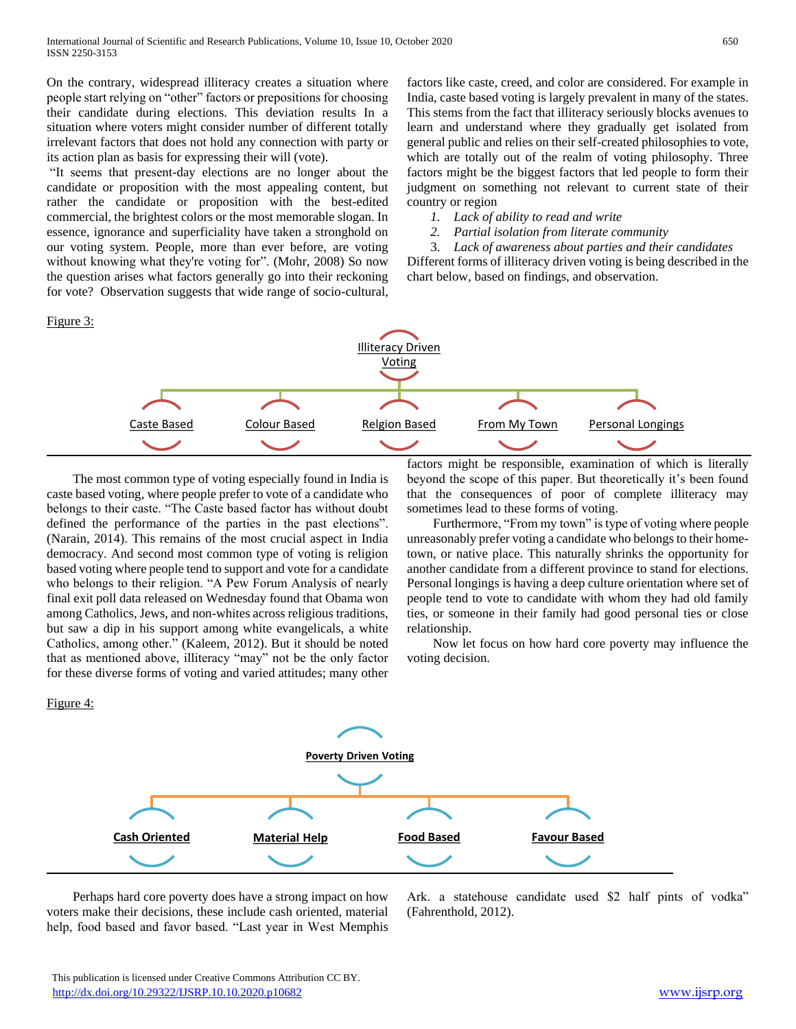On the contrary, widespread illiteracy creates a situation where people start relying on "other" factors or prepositions for choosing their candidate during elections. This deviation results In a situation where voters might consider number of different totally irrelevant factors that does not hold any connection with party or its action plan as basis for expressing their will (vote).

"It seems that present-day elections are no longer about the candidate or proposition with the most appealing content, but rather the candidate or proposition with the best-edited commercial, the brightest colors or the most memorable slogan. In essence, ignorance and superficiality have taken a stronghold on our voting system. People, more than ever before, are voting without knowing what they're voting for". (Mohr, 2008) So now the question arises what factors generally go into their reckoning for vote? Observation suggests that wide range of socio-cultural, factors like caste, creed, and color are considered. For example in India, caste based voting is largely prevalent in many of the states. This stems from the fact that illiteracy seriously blocks avenues to learn and understand where they gradually get isolated from general public and relies on their self-created philosophies to vote, which are totally out of the realm of voting philosophy. Three factors might be the biggest factors that led people to form their judgment on something not relevant to current state of their country or region

1. *Lack of ability to read and write*
2. *Partial isolation from literate community*
3. *Lack of awareness about parties and their candidates*

Different forms of illiteracy driven voting is being described in the chart below, based on findings, and observation.

Figure 3:

Illiteracy Driven Voting

Caste Based | Colour Based | Relgion Based | From My Town | Personal Longings

The most common type of voting especially found in India is caste based voting, where people prefer to vote of a candidate who belongs to their caste. "The Caste based factor has without doubt defined the performance of the parties in the past elections". (Narain, 2014). This remains of the most crucial aspect in India democracy. And second most common type of voting is religion based voting where people tend to support and vote for a candidate who belongs to their religion. "A Pew Forum Analysis of nearly final exit poll data released on Wednesday found that Obama won among Catholics, Jews, and non-whites across religious traditions, but saw a dip in his support among white evangelicals, a white Catholics, among other." (Kaleem, 2012). But it should be noted that as mentioned above, illiteracy "may" not be the only factor for these diverse forms of voting and varied attitudes; many other factors might be responsible, examination of which is literally beyond the scope of this paper. But theoretically it's been found that the consequences of poor of complete illiteracy may sometimes lead to these forms of voting.

Furthermore, "From my town" is type of voting where people unreasonably prefer voting a candidate who belongs to their home-town, or native place. This naturally shrinks the opportunity for another candidate from a different province to stand for elections. Personal longings is having a deep culture orientation where set of people tend to vote to candidate with whom they had old family ties, or someone in their family had good personal ties or close relationship.

Now let focus on how hard core poverty may influence the voting decision.

Figure 4:

**Poverty Driven Voting**

**Cash Oriented** | **Material Help** | **Food Based** | **Favour Based**

Perhaps hard core poverty does have a strong impact on how voters make their decisions, these include cash oriented, material help, food based and favor based. "Last year in West Memphis Ark. a statehouse candidate used $2 half pints of vodka" (Fahrenthold, 2012).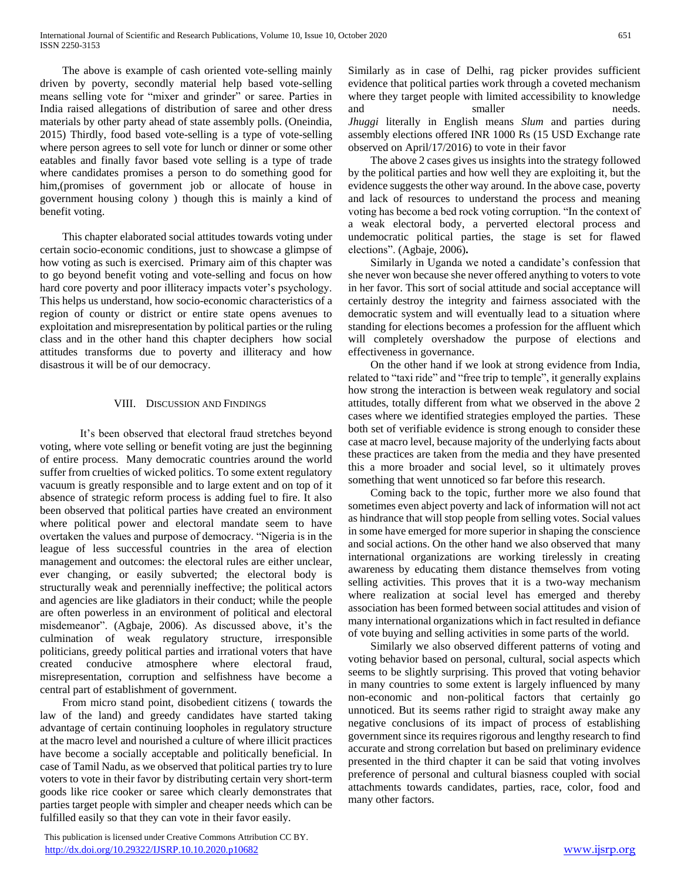The above is example of cash oriented vote-selling mainly driven by poverty, secondly material help based vote-selling means selling vote for "mixer and grinder" or saree. Parties in India raised allegations of distribution of saree and other dress materials by other party ahead of state assembly polls. (Oneindia, 2015) Thirdly, food based vote-selling is a type of vote-selling where person agrees to sell vote for lunch or dinner or some other eatables and finally favor based vote selling is a type of trade where candidates promises a person to do something good for him,(promises of government job or allocate of house in government housing colony ) though this is mainly a kind of benefit voting.

This chapter elaborated social attitudes towards voting under certain socio-economic conditions, just to showcase a glimpse of how voting as such is exercised. Primary aim of this chapter was to go beyond benefit voting and vote-selling and focus on how hard core poverty and poor illiteracy impacts voter's psychology. This helps us understand, how socio-economic characteristics of a region of county or district or entire state opens avenues to exploitation and misrepresentation by political parties or the ruling class and in the other hand this chapter deciphers how social attitudes transforms due to poverty and illiteracy and how disastrous it will be of our democracy.

## VIII. Discussion and Findings

It's been observed that electoral fraud stretches beyond voting, where vote selling or benefit voting are just the beginning of entire process. Many democratic countries around the world suffer from cruelties of wicked politics. To some extent regulatory vacuum is greatly responsible and to large extent and on top of it absence of strategic reform process is adding fuel to fire. It also been observed that political parties have created an environment where political power and electoral mandate seem to have overtaken the values and purpose of democracy. "Nigeria is in the league of less successful countries in the area of election management and outcomes: the electoral rules are either unclear, ever changing, or easily subverted; the electoral body is structurally weak and perennially ineffective; the political actors and agencies are like gladiators in their conduct; while the people are often powerless in an environment of political and electoral misdemeanor". (Agbaje, 2006). As discussed above, it's the culmination of weak regulatory structure, irresponsible politicians, greedy political parties and irrational voters that have created conducive atmosphere where electoral fraud, misrepresentation, corruption and selfishness have become a central part of establishment of government.

From micro stand point, disobedient citizens ( towards the law of the land) and greedy candidates have started taking advantage of certain continuing loopholes in regulatory structure at the macro level and nourished a culture of where illicit practices have become a socially acceptable and politically beneficial. In case of Tamil Nadu, as we observed that political parties try to lure voters to vote in their favor by distributing certain very short-term goods like rice cooker or saree which clearly demonstrates that parties target people with simpler and cheaper needs which can be fulfilled easily so that they can vote in their favor easily.

Similarly as in case of Delhi, rag picker provides sufficient evidence that political parties work through a coveted mechanism where they target people with limited accessibility to knowledge and smaller needs. *Jhuggi* literally in English means *Slum* and parties during assembly elections offered INR 1000 Rs (15 USD Exchange rate observed on April/17/2016) to vote in their favor

The above 2 cases gives us insights into the strategy followed by the political parties and how well they are exploiting it, but the evidence suggests the other way around. In the above case, poverty and lack of resources to understand the process and meaning voting has become a bed rock voting corruption. "In the context of a weak electoral body, a perverted electoral process and undemocratic political parties, the stage is set for flawed elections". (Agbaje, 2006)**.**

Similarly in Uganda we noted a candidate's confession that she never won because she never offered anything to voters to vote in her favor. This sort of social attitude and social acceptance will certainly destroy the integrity and fairness associated with the democratic system and will eventually lead to a situation where standing for elections becomes a profession for the affluent which will completely overshadow the purpose of elections and effectiveness in governance.

On the other hand if we look at strong evidence from India, related to "taxi ride" and "free trip to temple", it generally explains how strong the interaction is between weak regulatory and social attitudes, totally different from what we observed in the above 2 cases where we identified strategies employed the parties. These both set of verifiable evidence is strong enough to consider these case at macro level, because majority of the underlying facts about these practices are taken from the media and they have presented this a more broader and social level, so it ultimately proves something that went unnoticed so far before this research.

Coming back to the topic, further more we also found that sometimes even abject poverty and lack of information will not act as hindrance that will stop people from selling votes. Social values in some have emerged for more superior in shaping the conscience and social actions. On the other hand we also observed that many international organizations are working tirelessly in creating awareness by educating them distance themselves from voting selling activities. This proves that it is a two-way mechanism where realization at social level has emerged and thereby association has been formed between social attitudes and vision of many international organizations which in fact resulted in defiance of vote buying and selling activities in some parts of the world.

Similarly we also observed different patterns of voting and voting behavior based on personal, cultural, social aspects which seems to be slightly surprising. This proved that voting behavior in many countries to some extent is largely influenced by many non-economic and non-political factors that certainly go unnoticed. But its seems rather rigid to straight away make any negative conclusions of its impact of process of establishing government since its requires rigorous and lengthy research to find accurate and strong correlation but based on preliminary evidence presented in the third chapter it can be said that voting involves preference of personal and cultural biasness coupled with social attachments towards candidates, parties, race, color, food and many other factors.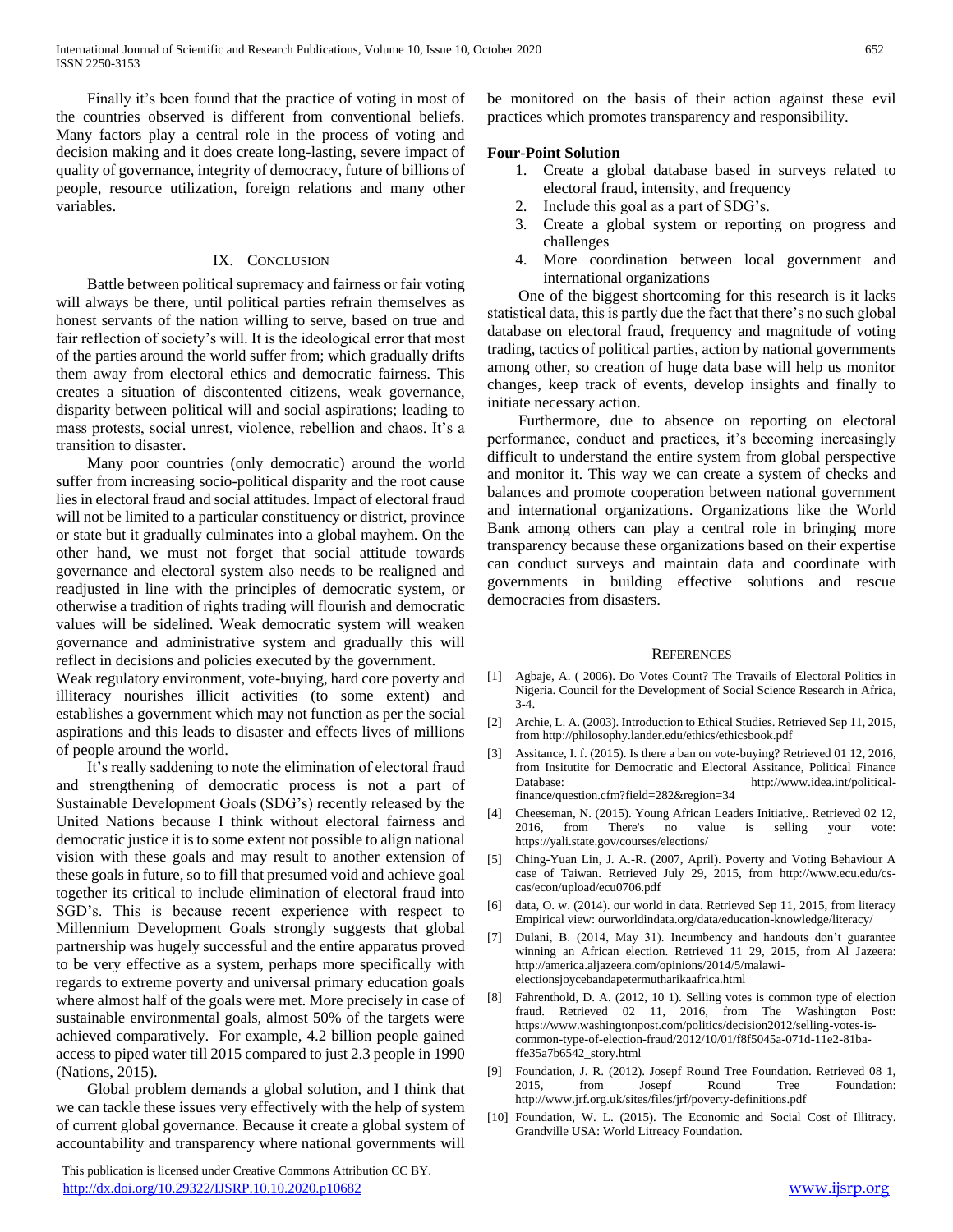Finally it's been found that the practice of voting in most of the countries observed is different from conventional beliefs. Many factors play a central role in the process of voting and decision making and it does create long-lasting, severe impact of quality of governance, integrity of democracy, future of billions of people, resource utilization, foreign relations and many other variables.

## IX. Conclusion

Battle between political supremacy and fairness or fair voting will always be there, until political parties refrain themselves as honest servants of the nation willing to serve, based on true and fair reflection of society's will. It is the ideological error that most of the parties around the world suffer from; which gradually drifts them away from electoral ethics and democratic fairness. This creates a situation of discontented citizens, weak governance, disparity between political will and social aspirations; leading to mass protests, social unrest, violence, rebellion and chaos. It's a transition to disaster.

Many poor countries (only democratic) around the world suffer from increasing socio-political disparity and the root cause lies in electoral fraud and social attitudes. Impact of electoral fraud will not be limited to a particular constituency or district, province or state but it gradually culminates into a global mayhem. On the other hand, we must not forget that social attitude towards governance and electoral system also needs to be realigned and readjusted in line with the principles of democratic system, or otherwise a tradition of rights trading will flourish and democratic values will be sidelined. Weak democratic system will weaken governance and administrative system and gradually this will reflect in decisions and policies executed by the government.

Weak regulatory environment, vote-buying, hard core poverty and illiteracy nourishes illicit activities (to some extent) and establishes a government which may not function as per the social aspirations and this leads to disaster and effects lives of millions of people around the world.

It's really saddening to note the elimination of electoral fraud and strengthening of democratic process is not a part of Sustainable Development Goals (SDG's) recently released by the United Nations because I think without electoral fairness and democratic justice it is to some extent not possible to align national vision with these goals and may result to another extension of these goals in future, so to fill that presumed void and achieve goal together its critical to include elimination of electoral fraud into SGD's. This is because recent experience with respect to Millennium Development Goals strongly suggests that global partnership was hugely successful and the entire apparatus proved to be very effective as a system, perhaps more specifically with regards to extreme poverty and universal primary education goals where almost half of the goals were met. More precisely in case of sustainable environmental goals, almost 50% of the targets were achieved comparatively. For example, 4.2 billion people gained access to piped water till 2015 compared to just 2.3 people in 1990 (Nations, 2015).

Global problem demands a global solution, and I think that we can tackle these issues very effectively with the help of system of current global governance. Because it create a global system of accountability and transparency where national governments will be monitored on the basis of their action against these evil practices which promotes transparency and responsibility.

**Four-Point Solution**

1. Create a global database based in surveys related to electoral fraud, intensity, and frequency
2. Include this goal as a part of SDG's.
3. Create a global system or reporting on progress and challenges
4. More coordination between local government and international organizations

One of the biggest shortcoming for this research is it lacks statistical data, this is partly due the fact that there's no such global database on electoral fraud, frequency and magnitude of voting trading, tactics of political parties, action by national governments among other, so creation of huge data base will help us monitor changes, keep track of events, develop insights and finally to initiate necessary action.

Furthermore, due to absence on reporting on electoral performance, conduct and practices, it's becoming increasingly difficult to understand the entire system from global perspective and monitor it. This way we can create a system of checks and balances and promote cooperation between national government and international organizations. Organizations like the World Bank among others can play a central role in bringing more transparency because these organizations based on their expertise can conduct surveys and maintain data and coordinate with governments in building effective solutions and rescue democracies from disasters.

## References

[1] Agbaje, A. ( 2006). Do Votes Count? The Travails of Electoral Politics in Nigeria. Council for the Development of Social Science Research in Africa, 3-4.

[2] Archie, L. A. (2003). Introduction to Ethical Studies. Retrieved Sep 11, 2015, from http://philosophy.lander.edu/ethics/ethicsbook.pdf

[3] Assitance, I. f. (2015). Is there a ban on vote-buying? Retrieved 01 12, 2016, from Insitutite for Democratic and Electoral Assitance, Political Finance Database: http://www.idea.int/political-finance/question.cfm?field=282&region=34

[4] Cheeseman, N. (2015). Young African Leaders Initiative,. Retrieved 02 12, 2016, from There's no value is selling your vote: https://yali.state.gov/courses/elections/

[5] Ching-Yuan Lin, J. A.-R. (2007, April). Poverty and Voting Behaviour A case of Taiwan. Retrieved July 29, 2015, from http://www.ecu.edu/cs-cas/econ/upload/ecu0706.pdf

[6] data, O. w. (2014). our world in data. Retrieved Sep 11, 2015, from literacy Empirical view: ourworldindata.org/data/education-knowledge/literacy/

[7] Dulani, B. (2014, May 31). Incumbency and handouts don't guarantee winning an African election. Retrieved 11 29, 2015, from Al Jazeera: http://america.aljazeera.com/opinions/2014/5/malawi-electionsjoycebandapetermutharikaafrica.html

[8] Fahrenthold, D. A. (2012, 10 1). Selling votes is common type of election fraud. Retrieved 02 11, 2016, from The Washington Post: https://www.washingtonpost.com/politics/decision2012/selling-votes-is-common-type-of-election-fraud/2012/10/01/f8f5045a-071d-11e2-81ba-ffe35a7b6542_story.html

[9] Foundation, J. R. (2012). Josepf Round Tree Foundation. Retrieved 08 1, 2015, from Josepf Round Tree Foundation: http://www.jrf.org.uk/sites/files/jrf/poverty-definitions.pdf

[10] Foundation, W. L. (2015). The Economic and Social Cost of Illitracy. Grandville USA: World Litreacy Foundation.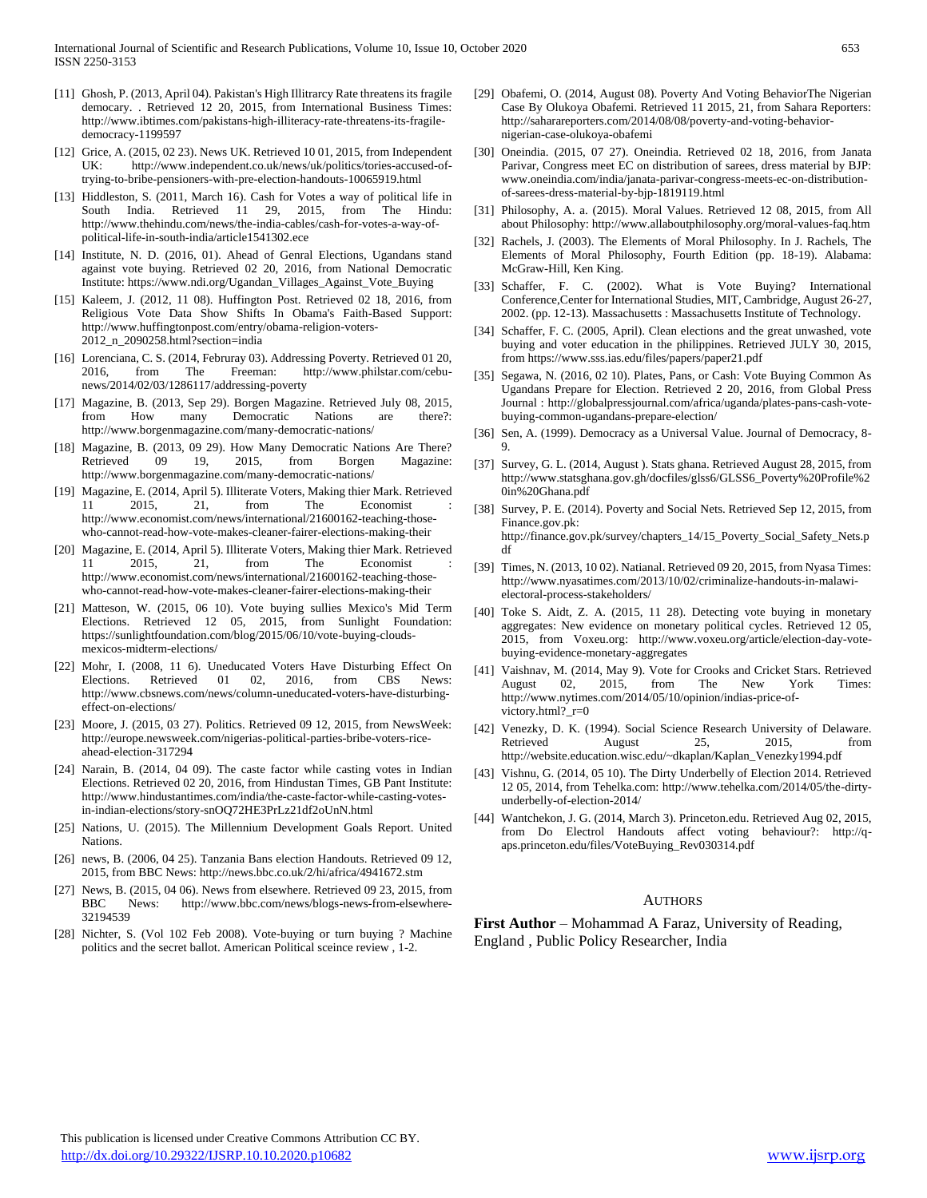[11] Ghosh, P. (2013, April 04). Pakistan's High Illitrarcy Rate threatens its fragile democary. . Retrieved 12 20, 2015, from International Business Times: http://www.ibtimes.com/pakistans-high-illiteracy-rate-threatens-its-fragile-democracy-1199597

[12] Grice, A. (2015, 02 23). News UK. Retrieved 10 01, 2015, from Independent UK: http://www.independent.co.uk/news/uk/politics/tories-accused-of-trying-to-bribe-pensioners-with-pre-election-handouts-10065919.html

[13] Hiddleston, S. (2011, March 16). Cash for Votes a way of political life in South India. Retrieved 11 29, 2015, from The Hindu: http://www.thehindu.com/news/the-india-cables/cash-for-votes-a-way-of-political-life-in-south-india/article1541302.ece

[14] Institute, N. D. (2016, 01). Ahead of Genral Elections, Ugandans stand against vote buying. Retrieved 02 20, 2016, from National Democratic Institute: https://www.ndi.org/Ugandan_Villages_Against_Vote_Buying

[15] Kaleem, J. (2012, 11 08). Huffington Post. Retrieved 02 18, 2016, from Religious Vote Data Show Shifts In Obama's Faith-Based Support: http://www.huffingtonpost.com/entry/obama-religion-voters-2012_n_2090258.html?section=india

[16] Lorenciana, C. S. (2014, Februray 03). Addressing Poverty. Retrieved 01 20, 2016, from The Freeman: http://www.philstar.com/cebu-news/2014/02/03/1286117/addressing-poverty

[17] Magazine, B. (2013, Sep 29). Borgen Magazine. Retrieved July 08, 2015, from How many Democratic Nations are there?: http://www.borgenmagazine.com/many-democratic-nations/

[18] Magazine, B. (2013, 09 29). How Many Democratic Nations Are There? Retrieved 09 19, 2015, from Borgen Magazine: http://www.borgenmagazine.com/many-democratic-nations/

[19] Magazine, E. (2014, April 5). Illiterate Voters, Making thier Mark. Retrieved 11 2015, 21, from The Economist : http://www.economist.com/news/international/21600162-teaching-those-who-cannot-read-how-vote-makes-cleaner-fairer-elections-making-their

[20] Magazine, E. (2014, April 5). Illiterate Voters, Making thier Mark. Retrieved 11 2015, 21, from The Economist : http://www.economist.com/news/international/21600162-teaching-those-who-cannot-read-how-vote-makes-cleaner-fairer-elections-making-their

[21] Matteson, W. (2015, 06 10). Vote buying sullies Mexico's Mid Term Elections. Retrieved 12 05, 2015, from Sunlight Foundation: https://sunlightfoundation.com/blog/2015/06/10/vote-buying-clouds-mexicos-midterm-elections/

[22] Mohr, I. (2008, 11 6). Uneducated Voters Have Disturbing Effect On Elections. Retrieved 01 02, 2016, from CBS News: http://www.cbsnews.com/news/column-uneducated-voters-have-disturbing-effect-on-elections/

[23] Moore, J. (2015, 03 27). Politics. Retrieved 09 12, 2015, from NewsWeek: http://europe.newsweek.com/nigerias-political-parties-bribe-voters-rice-ahead-election-317294

[24] Narain, B. (2014, 04 09). The caste factor while casting votes in Indian Elections. Retrieved 02 20, 2016, from Hindustan Times, GB Pant Institute: http://www.hindustantimes.com/india/the-caste-factor-while-casting-votes-in-indian-elections/story-snOQ72HE3PrLz21df2oUnN.html

[25] Nations, U. (2015). The Millennium Development Goals Report. United Nations.

[26] news, B. (2006, 04 25). Tanzania Bans election Handouts. Retrieved 09 12, 2015, from BBC News: http://news.bbc.co.uk/2/hi/africa/4941672.stm

[27] News, B. (2015, 04 06). News from elsewhere. Retrieved 09 23, 2015, from BBC News: http://www.bbc.com/news/blogs-news-from-elsewhere-32194539

[28] Nichter, S. (Vol 102 Feb 2008). Vote-buying or turn buying ? Machine politics and the secret ballot. American Political sceince review , 1-2.

[29] Obafemi, O. (2014, August 08). Poverty And Voting BehaviorThe Nigerian Case By Olukoya Obafemi. Retrieved 11 2015, 21, from Sahara Reporters: http://saharareporters.com/2014/08/08/poverty-and-voting-behavior-nigerian-case-olukoya-obafemi

[30] Oneindia. (2015, 07 27). Oneindia. Retrieved 02 18, 2016, from Janata Parivar, Congress meet EC on distribution of sarees, dress material by BJP: www.oneindia.com/india/janata-parivar-congress-meets-ec-on-distribution-of-sarees-dress-material-by-bjp-1819119.html

[31] Philosophy, A. a. (2015). Moral Values. Retrieved 12 08, 2015, from All about Philosophy: http://www.allaboutphilosophy.org/moral-values-faq.htm

[32] Rachels, J. (2003). The Elements of Moral Philosophy. In J. Rachels, The Elements of Moral Philosophy, Fourth Edition (pp. 18-19). Alabama: McGraw-Hill, Ken King.

[33] Schaffer, F. C. (2002). What is Vote Buying? International Conference,Center for International Studies, MIT, Cambridge, August 26-27, 2002. (pp. 12-13). Massachusetts : Massachusetts Institute of Technology.

[34] Schaffer, F. C. (2005, April). Clean elections and the great unwashed, vote buying and voter education in the philippines. Retrieved JULY 30, 2015, from https://www.sss.ias.edu/files/papers/paper21.pdf

[35] Segawa, N. (2016, 02 10). Plates, Pans, or Cash: Vote Buying Common As Ugandans Prepare for Election. Retrieved 2 20, 2016, from Global Press Journal : http://globalpressjournal.com/africa/uganda/plates-pans-cash-vote-buying-common-ugandans-prepare-election/

[36] Sen, A. (1999). Democracy as a Universal Value. Journal of Democracy, 8-9.

[37] Survey, G. L. (2014, August ). Stats ghana. Retrieved August 28, 2015, from http://www.statsghana.gov.gh/docfiles/glss6/GLSS6_Poverty%20Profile%20in%20Ghana.pdf

[38] Survey, P. E. (2014). Poverty and Social Nets. Retrieved Sep 12, 2015, from Finance.gov.pk: http://finance.gov.pk/survey/chapters_14/15_Poverty_Social_Safety_Nets.pdf

[39] Times, N. (2013, 10 02). Natianal. Retrieved 09 20, 2015, from Nyasa Times: http://www.nyasatimes.com/2013/10/02/criminalize-handouts-in-malawi-electoral-process-stakeholders/

[40] Toke S. Aidt, Z. A. (2015, 11 28). Detecting vote buying in monetary aggregates: New evidence on monetary political cycles. Retrieved 12 05, 2015, from Voxeu.org: http://www.voxeu.org/article/election-day-vote-buying-evidence-monetary-aggregates

[41] Vaishnav, M. (2014, May 9). Vote for Crooks and Cricket Stars. Retrieved August 02, 2015, from The New York Times: http://www.nytimes.com/2014/05/10/opinion/indias-price-of-victory.html?_r=0

[42] Venezky, D. K. (1994). Social Science Research University of Delaware. Retrieved August 25, 2015, from http://website.education.wisc.edu/~dkaplan/Kaplan_Venezky1994.pdf

[43] Vishnu, G. (2014, 05 10). The Dirty Underbelly of Election 2014. Retrieved 12 05, 2014, from Tehelka.com: http://www.tehelka.com/2014/05/the-dirty-underbelly-of-election-2014/

[44] Wantchekon, J. G. (2014, March 3). Princeton.edu. Retrieved Aug 02, 2015, from Do Electrol Handouts affect voting behaviour?: http://q-aps.princeton.edu/files/VoteBuying_Rev030314.pdf

## AUTHORS

**First Author** – Mohammad A Faraz, University of Reading, England , Public Policy Researcher, India

This publication is licensed under Creative Commons Attribution CC BY.
http://dx.doi.org/10.29322/IJSRP.10.10.2020.p10682